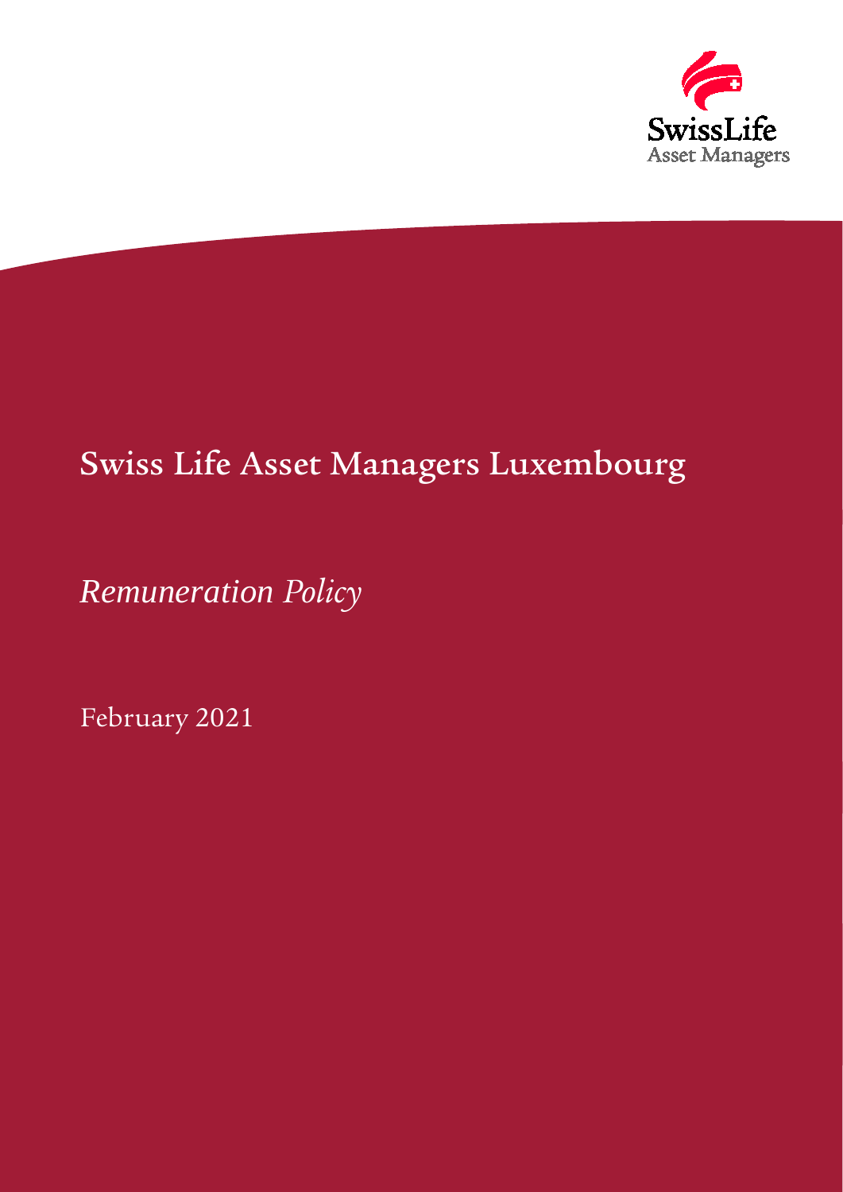SwissLife
Asset Managers

# Swiss Life Asset Managers Luxembourg

*Remuneration Policy*

February 2021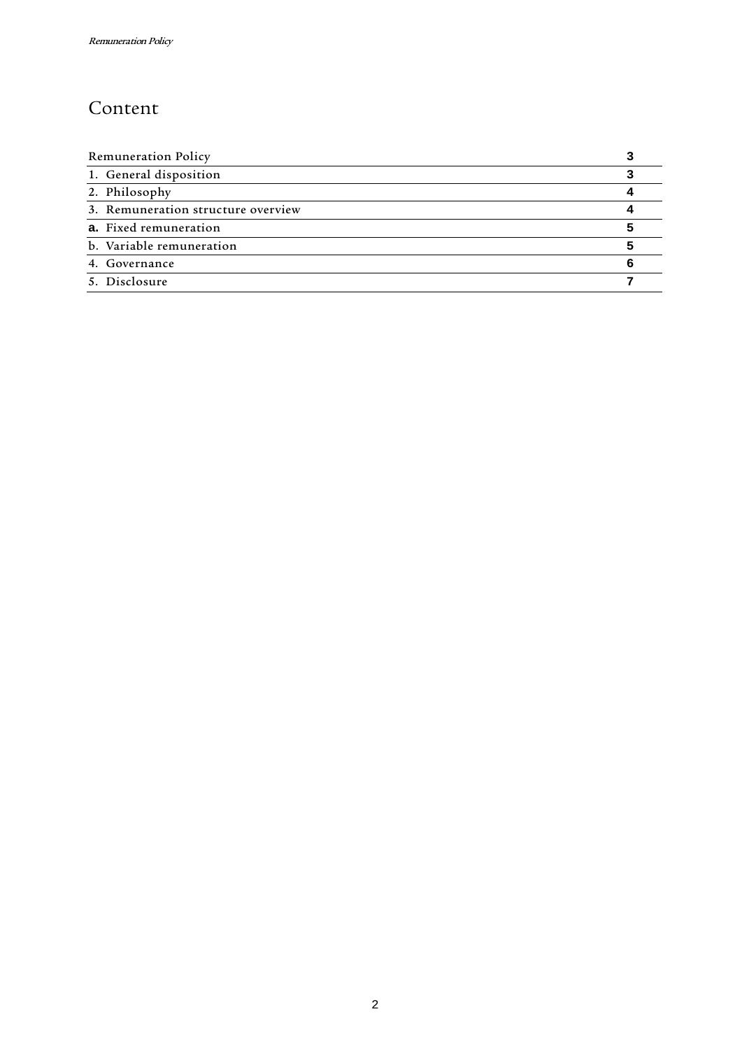# Content

| | |
|---|---|
| Remuneration Policy | 3 |
| 1. General disposition | 3 |
| 2. Philosophy | 4 |
| 3. Remuneration structure overview | 4 |
| **a.** Fixed remuneration | 5 |
| b. Variable remuneration | 5 |
| 4. Governance | 6 |
| 5. Disclosure | 7 |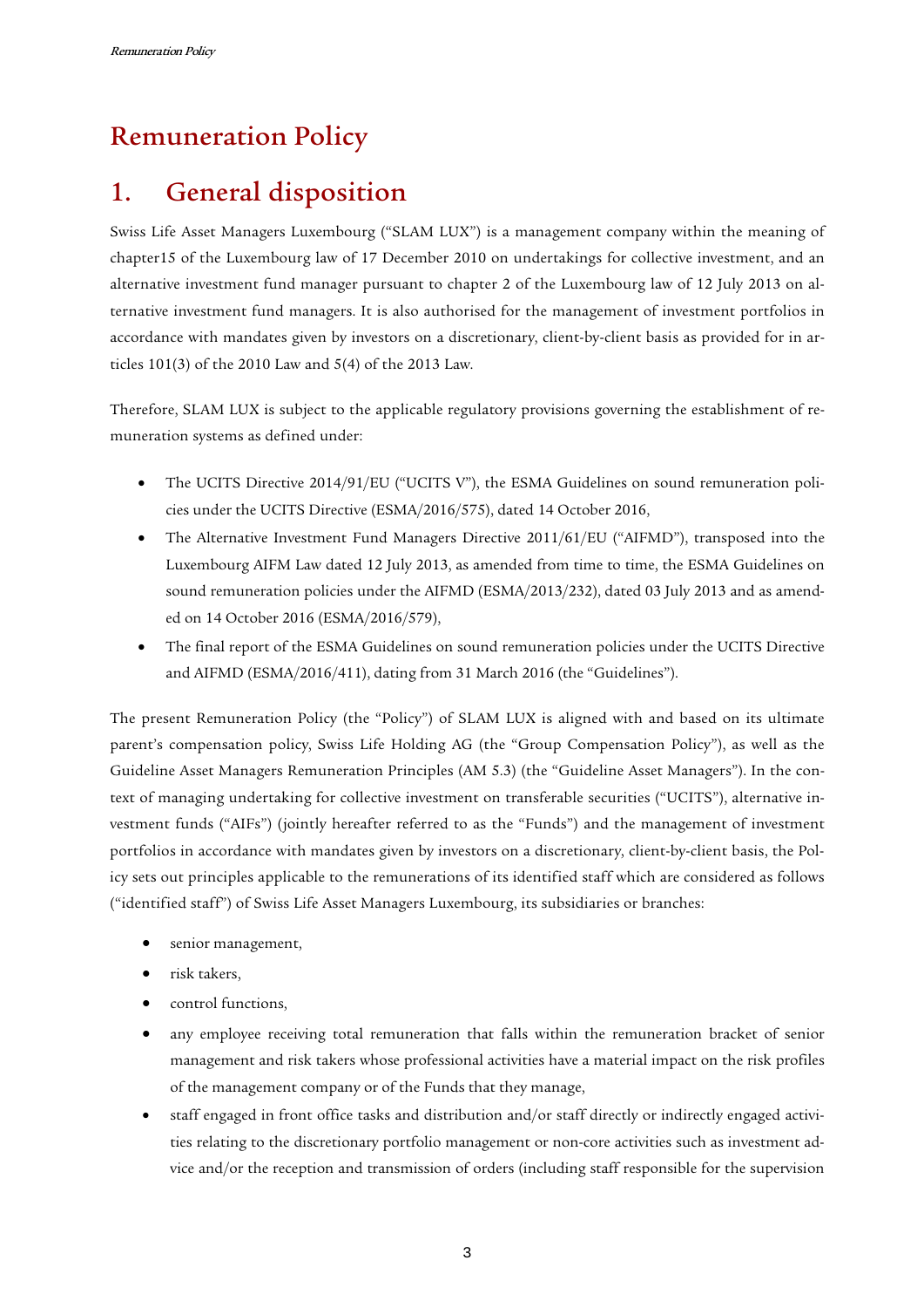# Remuneration Policy

## 1. General disposition

Swiss Life Asset Managers Luxembourg ("SLAM LUX") is a management company within the meaning of chapter15 of the Luxembourg law of 17 December 2010 on undertakings for collective investment, and an alternative investment fund manager pursuant to chapter 2 of the Luxembourg law of 12 July 2013 on alternative investment fund managers. It is also authorised for the management of investment portfolios in accordance with mandates given by investors on a discretionary, client-by-client basis as provided for in articles 101(3) of the 2010 Law and 5(4) of the 2013 Law.

Therefore, SLAM LUX is subject to the applicable regulatory provisions governing the establishment of remuneration systems as defined under:

- The UCITS Directive 2014/91/EU ("UCITS V"), the ESMA Guidelines on sound remuneration policies under the UCITS Directive (ESMA/2016/575), dated 14 October 2016,
- The Alternative Investment Fund Managers Directive 2011/61/EU ("AIFMD"), transposed into the Luxembourg AIFM Law dated 12 July 2013, as amended from time to time, the ESMA Guidelines on sound remuneration policies under the AIFMD (ESMA/2013/232), dated 03 July 2013 and as amended on 14 October 2016 (ESMA/2016/579),
- The final report of the ESMA Guidelines on sound remuneration policies under the UCITS Directive and AIFMD (ESMA/2016/411), dating from 31 March 2016 (the "Guidelines").

The present Remuneration Policy (the "Policy") of SLAM LUX is aligned with and based on its ultimate parent's compensation policy, Swiss Life Holding AG (the "Group Compensation Policy"), as well as the Guideline Asset Managers Remuneration Principles (AM 5.3) (the "Guideline Asset Managers"). In the context of managing undertaking for collective investment on transferable securities ("UCITS"), alternative investment funds ("AIFs") (jointly hereafter referred to as the "Funds") and the management of investment portfolios in accordance with mandates given by investors on a discretionary, client-by-client basis, the Policy sets out principles applicable to the remunerations of its identified staff which are considered as follows ("identified staff") of Swiss Life Asset Managers Luxembourg, its subsidiaries or branches:

- senior management,
- risk takers,
- control functions,
- any employee receiving total remuneration that falls within the remuneration bracket of senior management and risk takers whose professional activities have a material impact on the risk profiles of the management company or of the Funds that they manage,
- staff engaged in front office tasks and distribution and/or staff directly or indirectly engaged activities relating to the discretionary portfolio management or non-core activities such as investment advice and/or the reception and transmission of orders (including staff responsible for the supervision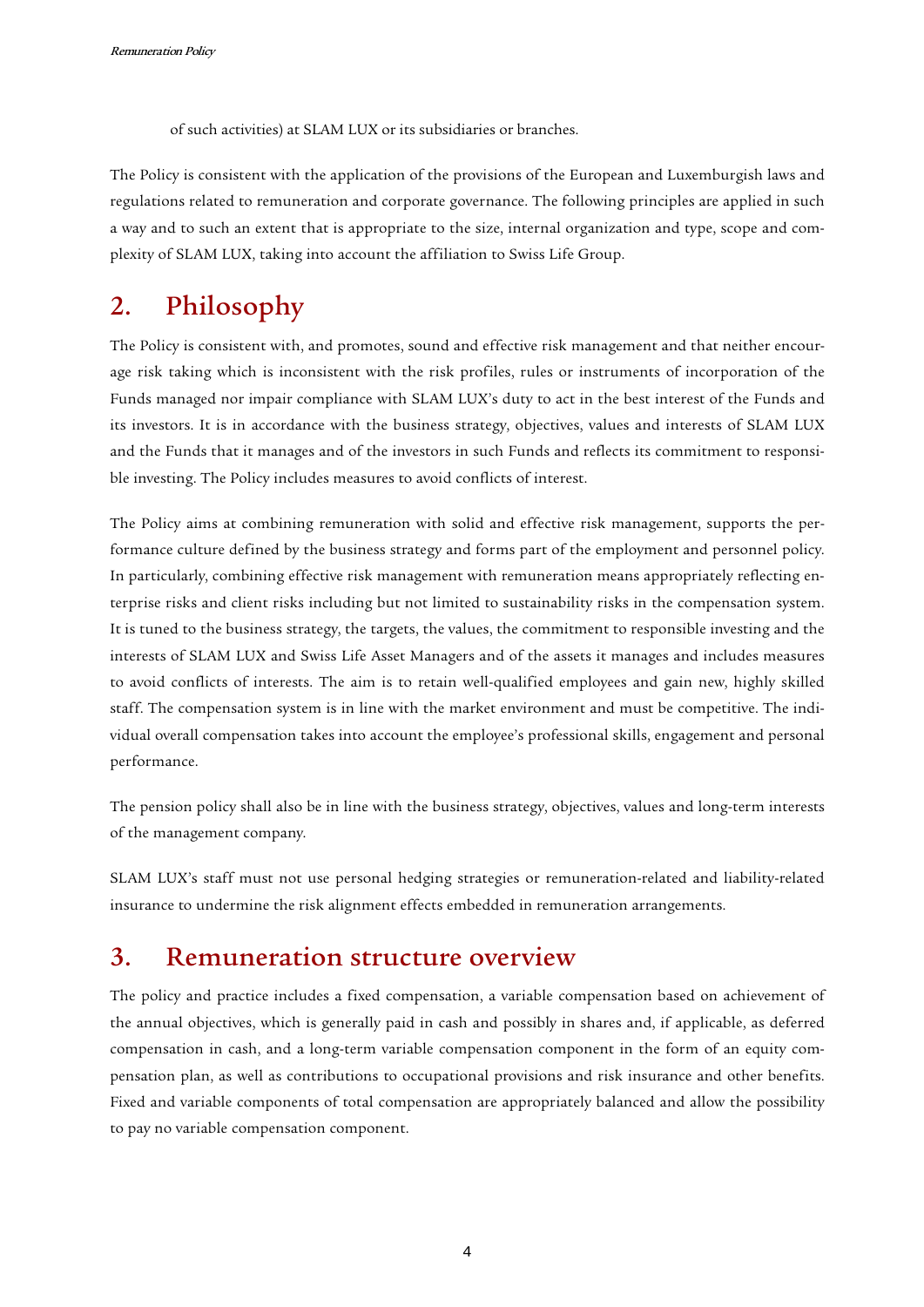of such activities) at SLAM LUX or its subsidiaries or branches.

The Policy is consistent with the application of the provisions of the European and Luxemburgish laws and regulations related to remuneration and corporate governance. The following principles are applied in such a way and to such an extent that is appropriate to the size, internal organization and type, scope and complexity of SLAM LUX, taking into account the affiliation to Swiss Life Group.

## 2. Philosophy

The Policy is consistent with, and promotes, sound and effective risk management and that neither encourage risk taking which is inconsistent with the risk profiles, rules or instruments of incorporation of the Funds managed nor impair compliance with SLAM LUX's duty to act in the best interest of the Funds and its investors. It is in accordance with the business strategy, objectives, values and interests of SLAM LUX and the Funds that it manages and of the investors in such Funds and reflects its commitment to responsible investing. The Policy includes measures to avoid conflicts of interest.

The Policy aims at combining remuneration with solid and effective risk management, supports the performance culture defined by the business strategy and forms part of the employment and personnel policy. In particularly, combining effective risk management with remuneration means appropriately reflecting enterprise risks and client risks including but not limited to sustainability risks in the compensation system. It is tuned to the business strategy, the targets, the values, the commitment to responsible investing and the interests of SLAM LUX and Swiss Life Asset Managers and of the assets it manages and includes measures to avoid conflicts of interests. The aim is to retain well-qualified employees and gain new, highly skilled staff. The compensation system is in line with the market environment and must be competitive. The individual overall compensation takes into account the employee's professional skills, engagement and personal performance.

The pension policy shall also be in line with the business strategy, objectives, values and long-term interests of the management company.

SLAM LUX's staff must not use personal hedging strategies or remuneration-related and liability-related insurance to undermine the risk alignment effects embedded in remuneration arrangements.

## 3. Remuneration structure overview

The policy and practice includes a fixed compensation, a variable compensation based on achievement of the annual objectives, which is generally paid in cash and possibly in shares and, if applicable, as deferred compensation in cash, and a long-term variable compensation component in the form of an equity compensation plan, as well as contributions to occupational provisions and risk insurance and other benefits. Fixed and variable components of total compensation are appropriately balanced and allow the possibility to pay no variable compensation component.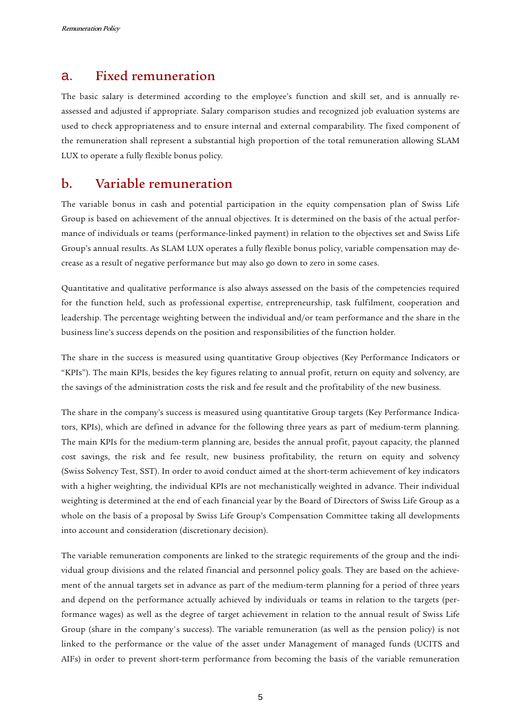## a. Fixed remuneration

The basic salary is determined according to the employee's function and skill set, and is annually re-assessed and adjusted if appropriate. Salary comparison studies and recognized job evaluation systems are used to check appropriateness and to ensure internal and external comparability. The fixed component of the remuneration shall represent a substantial high proportion of the total remuneration allowing SLAM LUX to operate a fully flexible bonus policy.

## b. Variable remuneration

The variable bonus in cash and potential participation in the equity compensation plan of Swiss Life Group is based on achievement of the annual objectives. It is determined on the basis of the actual performance of individuals or teams (performance-linked payment) in relation to the objectives set and Swiss Life Group's annual results. As SLAM LUX operates a fully flexible bonus policy, variable compensation may decrease as a result of negative performance but may also go down to zero in some cases.

Quantitative and qualitative performance is also always assessed on the basis of the competencies required for the function held, such as professional expertise, entrepreneurship, task fulfilment, cooperation and leadership. The percentage weighting between the individual and/or team performance and the share in the business line's success depends on the position and responsibilities of the function holder.

The share in the success is measured using quantitative Group objectives (Key Performance Indicators or "KPIs"). The main KPIs, besides the key figures relating to annual profit, return on equity and solvency, are the savings of the administration costs the risk and fee result and the profitability of the new business.

The share in the company's success is measured using quantitative Group targets (Key Performance Indicators, KPIs), which are defined in advance for the following three years as part of medium-term planning. The main KPIs for the medium-term planning are, besides the annual profit, payout capacity, the planned cost savings, the risk and fee result, new business profitability, the return on equity and solvency (Swiss Solvency Test, SST). In order to avoid conduct aimed at the short-term achievement of key indicators with a higher weighting, the individual KPIs are not mechanistically weighted in advance. Their individual weighting is determined at the end of each financial year by the Board of Directors of Swiss Life Group as a whole on the basis of a proposal by Swiss Life Group's Compensation Committee taking all developments into account and consideration (discretionary decision).

The variable remuneration components are linked to the strategic requirements of the group and the individual group divisions and the related financial and personnel policy goals. They are based on the achievement of the annual targets set in advance as part of the medium-term planning for a period of three years and depend on the performance actually achieved by individuals or teams in relation to the targets (performance wages) as well as the degree of target achievement in relation to the annual result of Swiss Life Group (share in the company's success). The variable remuneration (as well as the pension policy) is not linked to the performance or the value of the asset under Management of managed funds (UCITS and AIFs) in order to prevent short-term performance from becoming the basis of the variable remuneration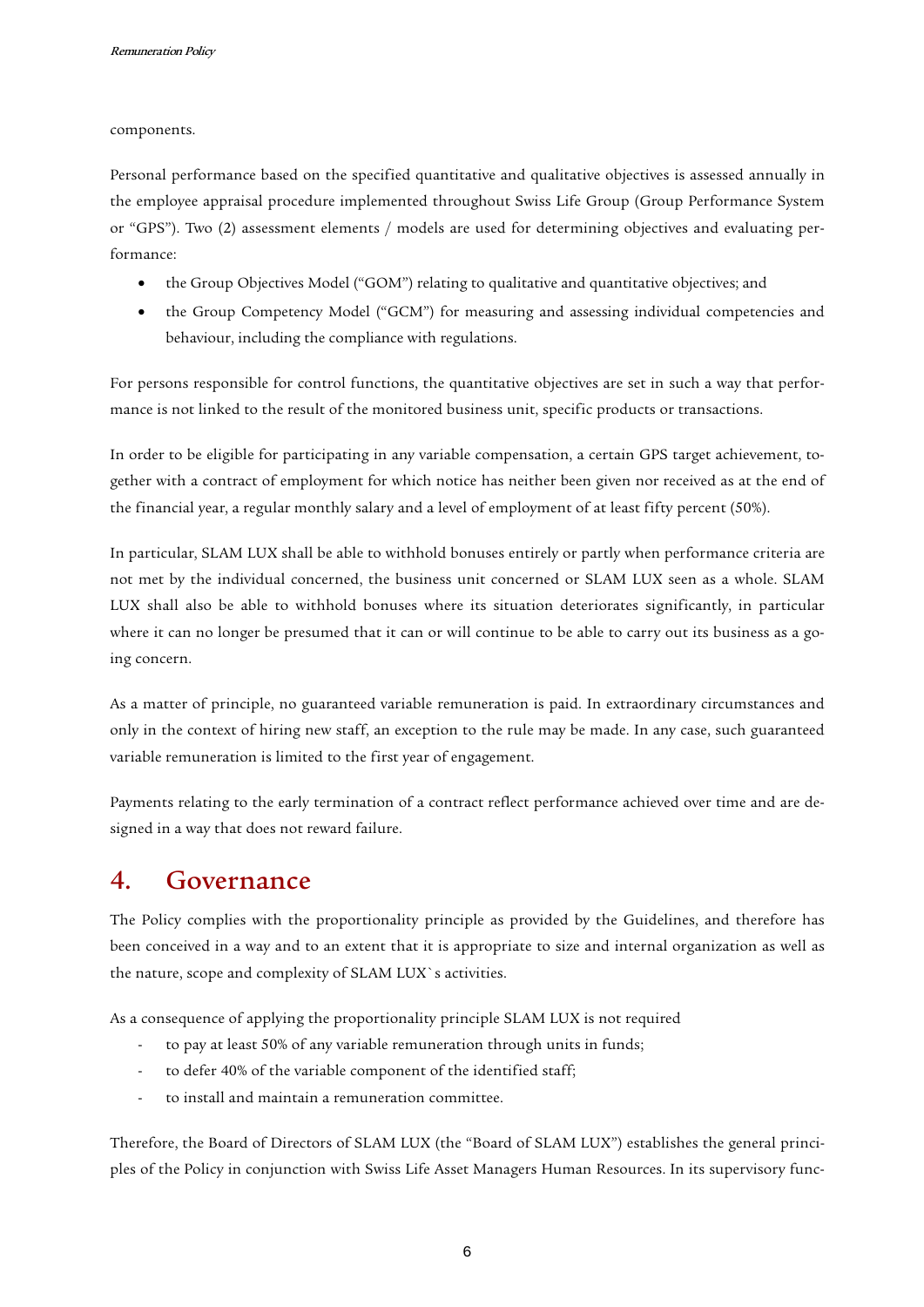components.

Personal performance based on the specified quantitative and qualitative objectives is assessed annually in the employee appraisal procedure implemented throughout Swiss Life Group (Group Performance System or "GPS"). Two (2) assessment elements / models are used for determining objectives and evaluating performance:

- the Group Objectives Model ("GOM") relating to qualitative and quantitative objectives; and
- the Group Competency Model ("GCM") for measuring and assessing individual competencies and behaviour, including the compliance with regulations.

For persons responsible for control functions, the quantitative objectives are set in such a way that performance is not linked to the result of the monitored business unit, specific products or transactions.

In order to be eligible for participating in any variable compensation, a certain GPS target achievement, together with a contract of employment for which notice has neither been given nor received as at the end of the financial year, a regular monthly salary and a level of employment of at least fifty percent (50%).

In particular, SLAM LUX shall be able to withhold bonuses entirely or partly when performance criteria are not met by the individual concerned, the business unit concerned or SLAM LUX seen as a whole. SLAM LUX shall also be able to withhold bonuses where its situation deteriorates significantly, in particular where it can no longer be presumed that it can or will continue to be able to carry out its business as a going concern.

As a matter of principle, no guaranteed variable remuneration is paid. In extraordinary circumstances and only in the context of hiring new staff, an exception to the rule may be made. In any case, such guaranteed variable remuneration is limited to the first year of engagement.

Payments relating to the early termination of a contract reflect performance achieved over time and are designed in a way that does not reward failure.

# 4. Governance

The Policy complies with the proportionality principle as provided by the Guidelines, and therefore has been conceived in a way and to an extent that it is appropriate to size and internal organization as well as the nature, scope and complexity of SLAM LUX`s activities.

As a consequence of applying the proportionality principle SLAM LUX is not required

- to pay at least 50% of any variable remuneration through units in funds;
- to defer 40% of the variable component of the identified staff;
- to install and maintain a remuneration committee.

Therefore, the Board of Directors of SLAM LUX (the "Board of SLAM LUX") establishes the general principles of the Policy in conjunction with Swiss Life Asset Managers Human Resources. In its supervisory func-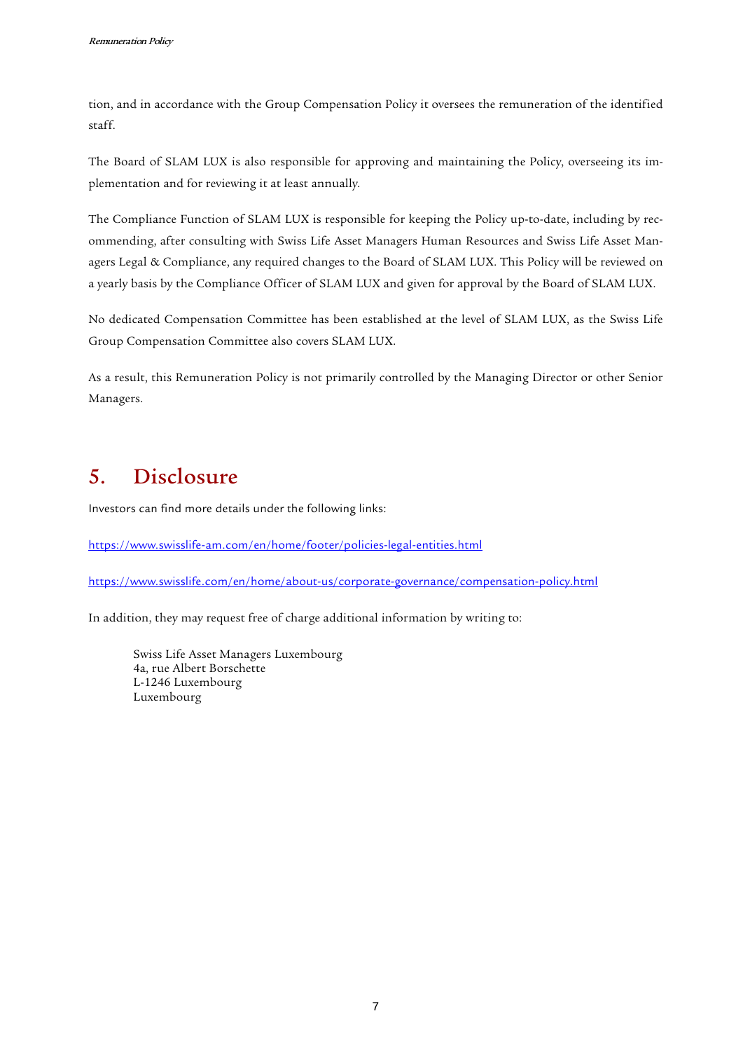tion, and in accordance with the Group Compensation Policy it oversees the remuneration of the identified staff.

The Board of SLAM LUX is also responsible for approving and maintaining the Policy, overseeing its implementation and for reviewing it at least annually.

The Compliance Function of SLAM LUX is responsible for keeping the Policy up-to-date, including by recommending, after consulting with Swiss Life Asset Managers Human Resources and Swiss Life Asset Managers Legal & Compliance, any required changes to the Board of SLAM LUX. This Policy will be reviewed on a yearly basis by the Compliance Officer of SLAM LUX and given for approval by the Board of SLAM LUX.

No dedicated Compensation Committee has been established at the level of SLAM LUX, as the Swiss Life Group Compensation Committee also covers SLAM LUX.

As a result, this Remuneration Policy is not primarily controlled by the Managing Director or other Senior Managers.

## 5. Disclosure

Investors can find more details under the following links:

https://www.swisslife-am.com/en/home/footer/policies-legal-entities.html

https://www.swisslife.com/en/home/about-us/corporate-governance/compensation-policy.html

In addition, they may request free of charge additional information by writing to:

> Swiss Life Asset Managers Luxembourg
> 4a, rue Albert Borschette
> L-1246 Luxembourg
> Luxembourg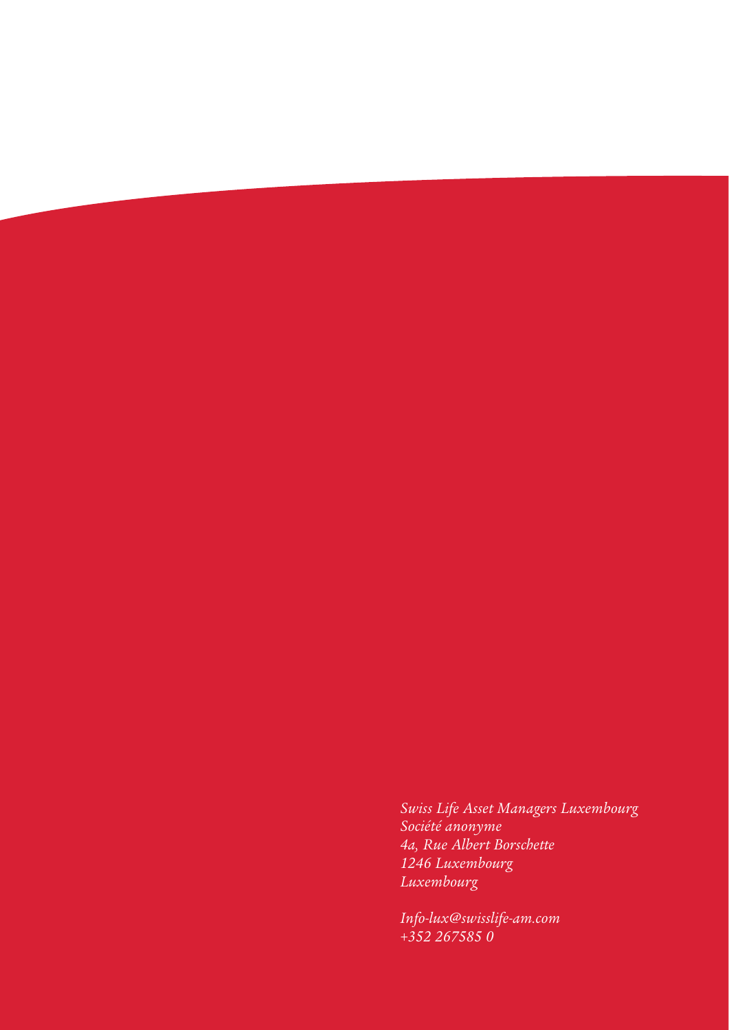*Swiss Life Asset Managers Luxembourg*
*Société anonyme*
*4a, Rue Albert Borschette*
*1246 Luxembourg*
*Luxembourg*

*Info-lux@swisslife-am.com*
*+352 267585 0*